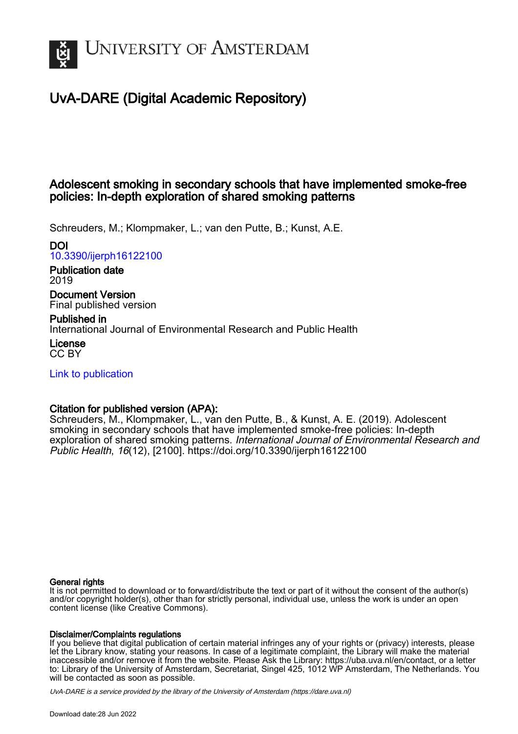# University of Amsterdam

## UvA-DARE (Digital Academic Repository)

### Adolescent smoking in secondary schools that have implemented smoke-free policies: In-depth exploration of shared smoking patterns

Schreuders, M.; Klompmaker, L.; van den Putte, B.; Kunst, A.E.

**DOI**
10.3390/ijerph16122100

**Publication date**
2019

**Document Version**
Final published version

**Published in**
International Journal of Environmental Research and Public Health

**License**
CC BY

Link to publication

**Citation for published version (APA):**
Schreuders, M., Klompmaker, L., van den Putte, B., & Kunst, A. E. (2019). Adolescent smoking in secondary schools that have implemented smoke-free policies: In-depth exploration of shared smoking patterns. *International Journal of Environmental Research and Public Health*, *16*(12), [2100]. https://doi.org/10.3390/ijerph16122100

**General rights**
It is not permitted to download or to forward/distribute the text or part of it without the consent of the author(s) and/or copyright holder(s), other than for strictly personal, individual use, unless the work is under an open content license (like Creative Commons).

**Disclaimer/Complaints regulations**
If you believe that digital publication of certain material infringes any of your rights or (privacy) interests, please let the Library know, stating your reasons. In case of a legitimate complaint, the Library will make the material inaccessible and/or remove it from the website. Please Ask the Library: https://uba.uva.nl/en/contact, or a letter to: Library of the University of Amsterdam, Secretariat, Singel 425, 1012 WP Amsterdam, The Netherlands. You will be contacted as soon as possible.

*UvA-DARE is a service provided by the library of the University of Amsterdam (https://dare.uva.nl)*

Download date:28 Jun 2022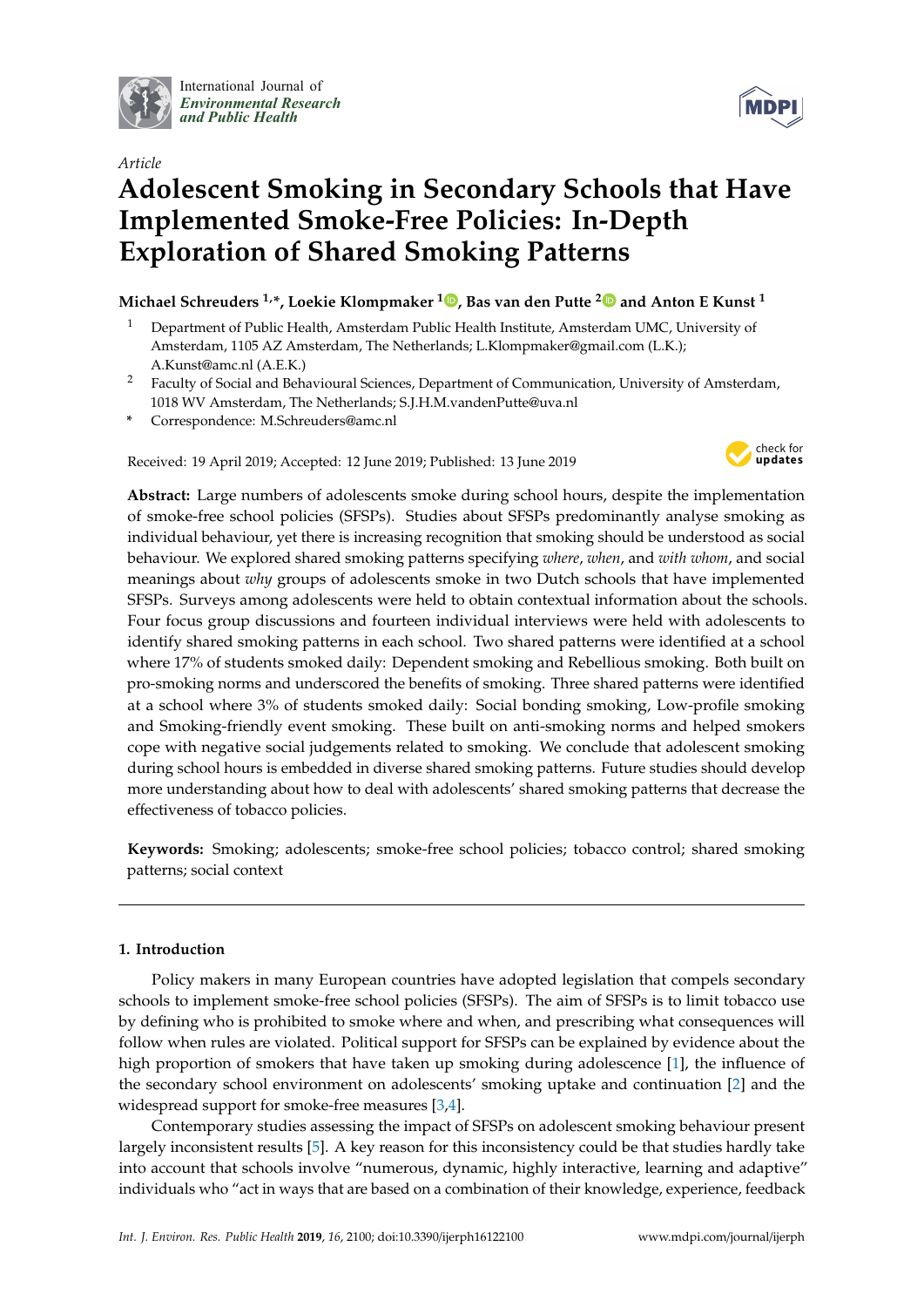International Journal of
*Environmental Research and Public Health*

*Article*

# Adolescent Smoking in Secondary Schools that Have Implemented Smoke-Free Policies: In-Depth Exploration of Shared Smoking Patterns

**Michael Schreuders [1,*], Loekie Klompmaker [1], Bas van den Putte [2] and Anton E Kunst [1]**

[1] Department of Public Health, Amsterdam Public Health Institute, Amsterdam UMC, University of Amsterdam, 1105 AZ Amsterdam, The Netherlands; L.Klompmaker@gmail.com (L.K.); A.Kunst@amc.nl (A.E.K.)

[2] Faculty of Social and Behavioural Sciences, Department of Communication, University of Amsterdam, 1018 WV Amsterdam, The Netherlands; S.J.H.M.vandenPutte@uva.nl

\* Correspondence: M.Schreuders@amc.nl

Received: 19 April 2019; Accepted: 12 June 2019; Published: 13 June 2019

**Abstract:** Large numbers of adolescents smoke during school hours, despite the implementation of smoke-free school policies (SFSPs). Studies about SFSPs predominantly analyse smoking as individual behaviour, yet there is increasing recognition that smoking should be understood as social behaviour. We explored shared smoking patterns specifying *where*, *when*, and *with whom*, and social meanings about *why* groups of adolescents smoke in two Dutch schools that have implemented SFSPs. Surveys among adolescents were held to obtain contextual information about the schools. Four focus group discussions and fourteen individual interviews were held with adolescents to identify shared smoking patterns in each school. Two shared patterns were identified at a school where 17% of students smoked daily: Dependent smoking and Rebellious smoking. Both built on pro-smoking norms and underscored the benefits of smoking. Three shared patterns were identified at a school where 3% of students smoked daily: Social bonding smoking, Low-profile smoking and Smoking-friendly event smoking. These built on anti-smoking norms and helped smokers cope with negative social judgements related to smoking. We conclude that adolescent smoking during school hours is embedded in diverse shared smoking patterns. Future studies should develop more understanding about how to deal with adolescents' shared smoking patterns that decrease the effectiveness of tobacco policies.

**Keywords:** Smoking; adolescents; smoke-free school policies; tobacco control; shared smoking patterns; social context

## 1. Introduction

Policy makers in many European countries have adopted legislation that compels secondary schools to implement smoke-free school policies (SFSPs). The aim of SFSPs is to limit tobacco use by defining who is prohibited to smoke where and when, and prescribing what consequences will follow when rules are violated. Political support for SFSPs can be explained by evidence about the high proportion of smokers that have taken up smoking during adolescence [1], the influence of the secondary school environment on adolescents' smoking uptake and continuation [2] and the widespread support for smoke-free measures [3,4].

Contemporary studies assessing the impact of SFSPs on adolescent smoking behaviour present largely inconsistent results [5]. A key reason for this inconsistency could be that studies hardly take into account that schools involve "numerous, dynamic, highly interactive, learning and adaptive" individuals who "act in ways that are based on a combination of their knowledge, experience, feedback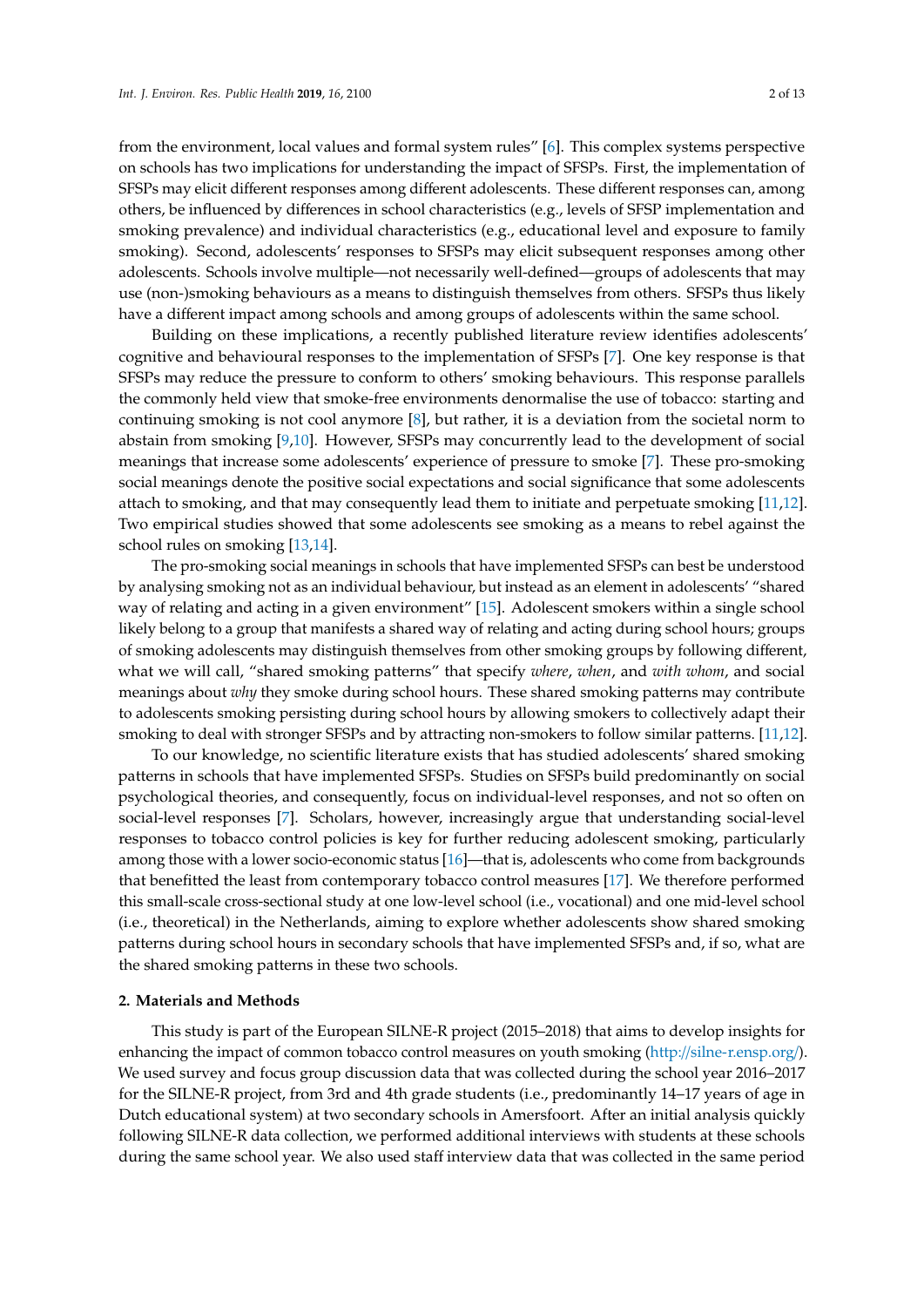from the environment, local values and formal system rules" [6]. This complex systems perspective on schools has two implications for understanding the impact of SFSPs. First, the implementation of SFSPs may elicit different responses among different adolescents. These different responses can, among others, be influenced by differences in school characteristics (e.g., levels of SFSP implementation and smoking prevalence) and individual characteristics (e.g., educational level and exposure to family smoking). Second, adolescents' responses to SFSPs may elicit subsequent responses among other adolescents. Schools involve multiple—not necessarily well-defined—groups of adolescents that may use (non-)smoking behaviours as a means to distinguish themselves from others. SFSPs thus likely have a different impact among schools and among groups of adolescents within the same school.

Building on these implications, a recently published literature review identifies adolescents' cognitive and behavioural responses to the implementation of SFSPs [7]. One key response is that SFSPs may reduce the pressure to conform to others' smoking behaviours. This response parallels the commonly held view that smoke-free environments denormalise the use of tobacco: starting and continuing smoking is not cool anymore [8], but rather, it is a deviation from the societal norm to abstain from smoking [9,10]. However, SFSPs may concurrently lead to the development of social meanings that increase some adolescents' experience of pressure to smoke [7]. These pro-smoking social meanings denote the positive social expectations and social significance that some adolescents attach to smoking, and that may consequently lead them to initiate and perpetuate smoking [11,12]. Two empirical studies showed that some adolescents see smoking as a means to rebel against the school rules on smoking [13,14].

The pro-smoking social meanings in schools that have implemented SFSPs can best be understood by analysing smoking not as an individual behaviour, but instead as an element in adolescents' "shared way of relating and acting in a given environment" [15]. Adolescent smokers within a single school likely belong to a group that manifests a shared way of relating and acting during school hours; groups of smoking adolescents may distinguish themselves from other smoking groups by following different, what we will call, "shared smoking patterns" that specify *where*, *when*, and *with whom*, and social meanings about *why* they smoke during school hours. These shared smoking patterns may contribute to adolescents smoking persisting during school hours by allowing smokers to collectively adapt their smoking to deal with stronger SFSPs and by attracting non-smokers to follow similar patterns. [11,12].

To our knowledge, no scientific literature exists that has studied adolescents' shared smoking patterns in schools that have implemented SFSPs. Studies on SFSPs build predominantly on social psychological theories, and consequently, focus on individual-level responses, and not so often on social-level responses [7]. Scholars, however, increasingly argue that understanding social-level responses to tobacco control policies is key for further reducing adolescent smoking, particularly among those with a lower socio-economic status [16]—that is, adolescents who come from backgrounds that benefitted the least from contemporary tobacco control measures [17]. We therefore performed this small-scale cross-sectional study at one low-level school (i.e., vocational) and one mid-level school (i.e., theoretical) in the Netherlands, aiming to explore whether adolescents show shared smoking patterns during school hours in secondary schools that have implemented SFSPs and, if so, what are the shared smoking patterns in these two schools.

## 2. Materials and Methods

This study is part of the European SILNE-R project (2015–2018) that aims to develop insights for enhancing the impact of common tobacco control measures on youth smoking (http://silne-r.ensp.org/). We used survey and focus group discussion data that was collected during the school year 2016–2017 for the SILNE-R project, from 3rd and 4th grade students (i.e., predominantly 14–17 years of age in Dutch educational system) at two secondary schools in Amersfoort. After an initial analysis quickly following SILNE-R data collection, we performed additional interviews with students at these schools during the same school year. We also used staff interview data that was collected in the same period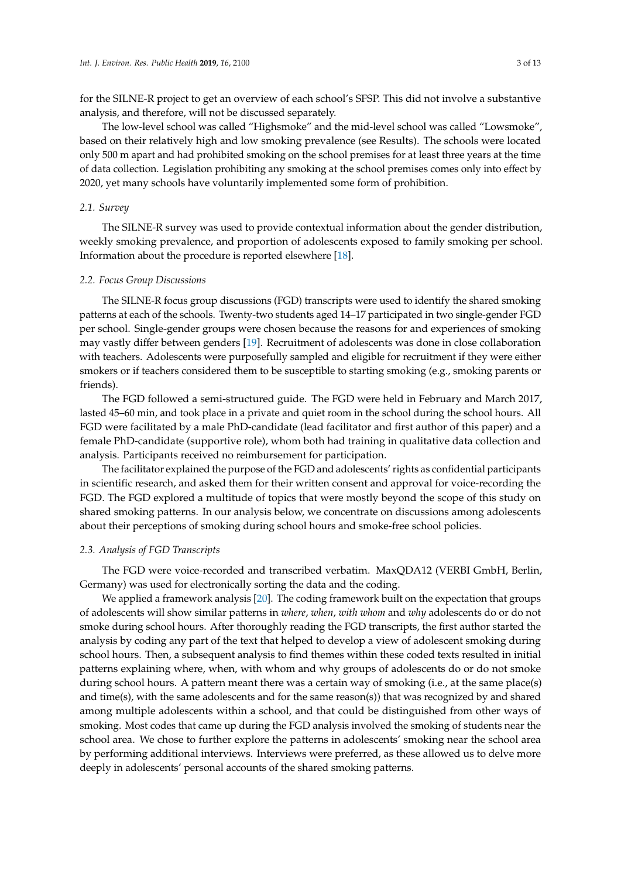for the SILNE-R project to get an overview of each school's SFSP. This did not involve a substantive analysis, and therefore, will not be discussed separately.

The low-level school was called "Highsmoke" and the mid-level school was called "Lowsmoke", based on their relatively high and low smoking prevalence (see Results). The schools were located only 500 m apart and had prohibited smoking on the school premises for at least three years at the time of data collection. Legislation prohibiting any smoking at the school premises comes only into effect by 2020, yet many schools have voluntarily implemented some form of prohibition.

### 2.1. Survey

The SILNE-R survey was used to provide contextual information about the gender distribution, weekly smoking prevalence, and proportion of adolescents exposed to family smoking per school. Information about the procedure is reported elsewhere [18].

### 2.2. Focus Group Discussions

The SILNE-R focus group discussions (FGD) transcripts were used to identify the shared smoking patterns at each of the schools. Twenty-two students aged 14–17 participated in two single-gender FGD per school. Single-gender groups were chosen because the reasons for and experiences of smoking may vastly differ between genders [19]. Recruitment of adolescents was done in close collaboration with teachers. Adolescents were purposefully sampled and eligible for recruitment if they were either smokers or if teachers considered them to be susceptible to starting smoking (e.g., smoking parents or friends).

The FGD followed a semi-structured guide. The FGD were held in February and March 2017, lasted 45–60 min, and took place in a private and quiet room in the school during the school hours. All FGD were facilitated by a male PhD-candidate (lead facilitator and first author of this paper) and a female PhD-candidate (supportive role), whom both had training in qualitative data collection and analysis. Participants received no reimbursement for participation.

The facilitator explained the purpose of the FGD and adolescents' rights as confidential participants in scientific research, and asked them for their written consent and approval for voice-recording the FGD. The FGD explored a multitude of topics that were mostly beyond the scope of this study on shared smoking patterns. In our analysis below, we concentrate on discussions among adolescents about their perceptions of smoking during school hours and smoke-free school policies.

### 2.3. Analysis of FGD Transcripts

The FGD were voice-recorded and transcribed verbatim. MaxQDA12 (VERBI GmbH, Berlin, Germany) was used for electronically sorting the data and the coding.

We applied a framework analysis [20]. The coding framework built on the expectation that groups of adolescents will show similar patterns in *where*, *when*, *with whom* and *why* adolescents do or do not smoke during school hours. After thoroughly reading the FGD transcripts, the first author started the analysis by coding any part of the text that helped to develop a view of adolescent smoking during school hours. Then, a subsequent analysis to find themes within these coded texts resulted in initial patterns explaining where, when, with whom and why groups of adolescents do or do not smoke during school hours. A pattern meant there was a certain way of smoking (i.e., at the same place(s) and time(s), with the same adolescents and for the same reason(s)) that was recognized by and shared among multiple adolescents within a school, and that could be distinguished from other ways of smoking. Most codes that came up during the FGD analysis involved the smoking of students near the school area. We chose to further explore the patterns in adolescents' smoking near the school area by performing additional interviews. Interviews were preferred, as these allowed us to delve more deeply in adolescents' personal accounts of the shared smoking patterns.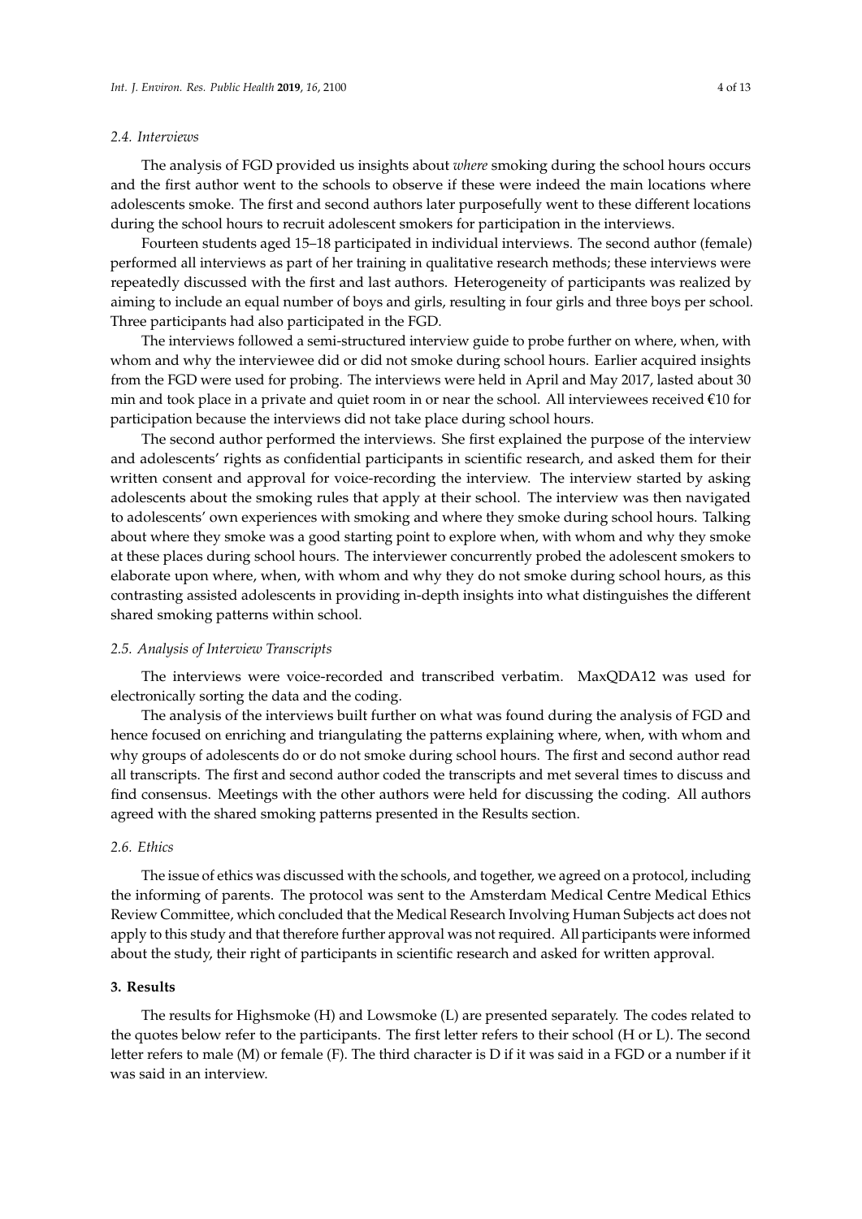### 2.4. Interviews

The analysis of FGD provided us insights about *where* smoking during the school hours occurs and the first author went to the schools to observe if these were indeed the main locations where adolescents smoke. The first and second authors later purposefully went to these different locations during the school hours to recruit adolescent smokers for participation in the interviews.

Fourteen students aged 15–18 participated in individual interviews. The second author (female) performed all interviews as part of her training in qualitative research methods; these interviews were repeatedly discussed with the first and last authors. Heterogeneity of participants was realized by aiming to include an equal number of boys and girls, resulting in four girls and three boys per school. Three participants had also participated in the FGD.

The interviews followed a semi-structured interview guide to probe further on where, when, with whom and why the interviewee did or did not smoke during school hours. Earlier acquired insights from the FGD were used for probing. The interviews were held in April and May 2017, lasted about 30 min and took place in a private and quiet room in or near the school. All interviewees received €10 for participation because the interviews did not take place during school hours.

The second author performed the interviews. She first explained the purpose of the interview and adolescents' rights as confidential participants in scientific research, and asked them for their written consent and approval for voice-recording the interview. The interview started by asking adolescents about the smoking rules that apply at their school. The interview was then navigated to adolescents' own experiences with smoking and where they smoke during school hours. Talking about where they smoke was a good starting point to explore when, with whom and why they smoke at these places during school hours. The interviewer concurrently probed the adolescent smokers to elaborate upon where, when, with whom and why they do not smoke during school hours, as this contrasting assisted adolescents in providing in-depth insights into what distinguishes the different shared smoking patterns within school.

### 2.5. Analysis of Interview Transcripts

The interviews were voice-recorded and transcribed verbatim. MaxQDA12 was used for electronically sorting the data and the coding.

The analysis of the interviews built further on what was found during the analysis of FGD and hence focused on enriching and triangulating the patterns explaining where, when, with whom and why groups of adolescents do or do not smoke during school hours. The first and second author read all transcripts. The first and second author coded the transcripts and met several times to discuss and find consensus. Meetings with the other authors were held for discussing the coding. All authors agreed with the shared smoking patterns presented in the Results section.

### 2.6. Ethics

The issue of ethics was discussed with the schools, and together, we agreed on a protocol, including the informing of parents. The protocol was sent to the Amsterdam Medical Centre Medical Ethics Review Committee, which concluded that the Medical Research Involving Human Subjects act does not apply to this study and that therefore further approval was not required. All participants were informed about the study, their right of participants in scientific research and asked for written approval.

## 3. Results

The results for Highsmoke (H) and Lowsmoke (L) are presented separately. The codes related to the quotes below refer to the participants. The first letter refers to their school (H or L). The second letter refers to male (M) or female (F). The third character is D if it was said in a FGD or a number if it was said in an interview.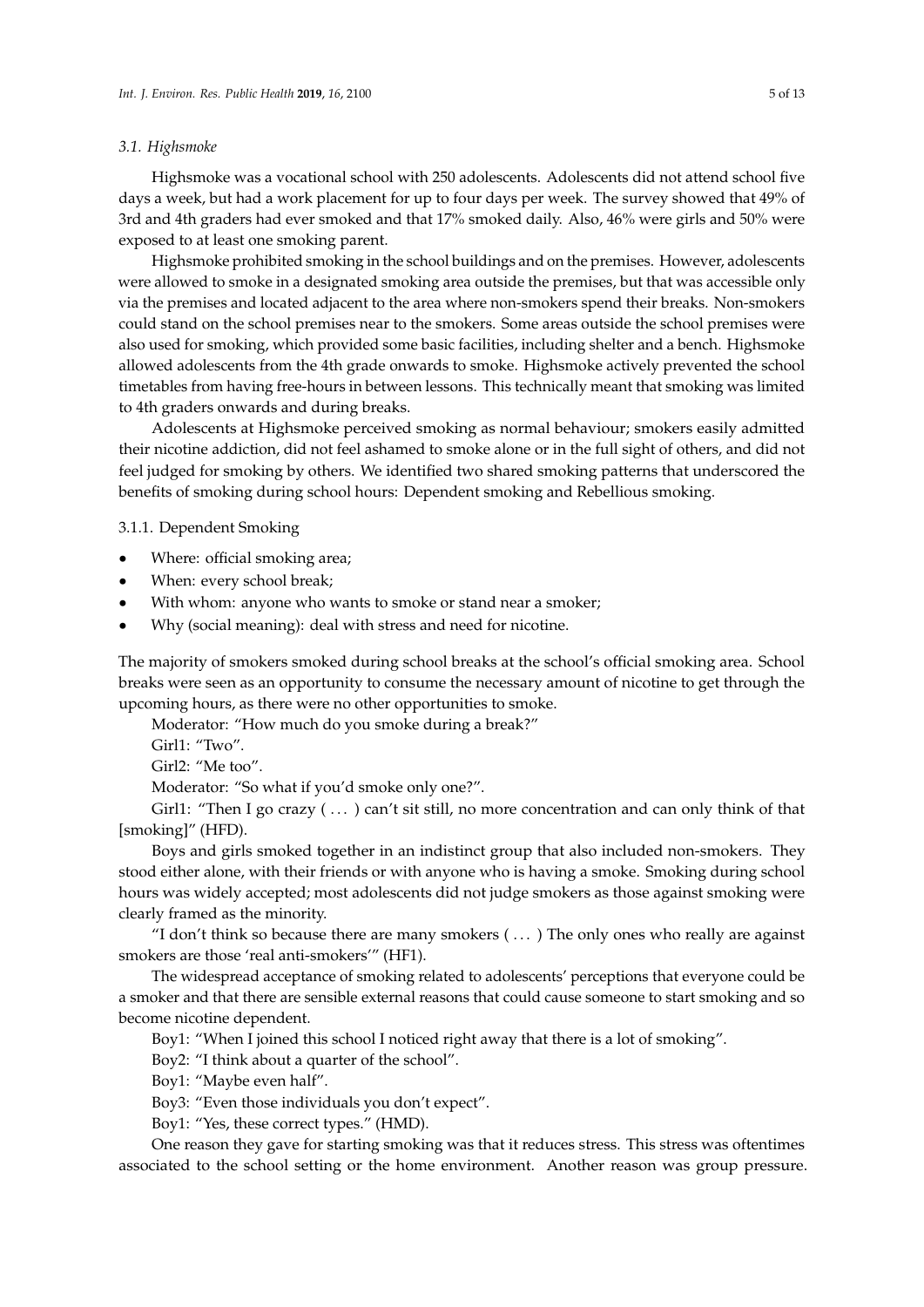### 3.1. Highsmoke

Highsmoke was a vocational school with 250 adolescents. Adolescents did not attend school five days a week, but had a work placement for up to four days per week. The survey showed that 49% of 3rd and 4th graders had ever smoked and that 17% smoked daily. Also, 46% were girls and 50% were exposed to at least one smoking parent.

Highsmoke prohibited smoking in the school buildings and on the premises. However, adolescents were allowed to smoke in a designated smoking area outside the premises, but that was accessible only via the premises and located adjacent to the area where non-smokers spend their breaks. Non-smokers could stand on the school premises near to the smokers. Some areas outside the school premises were also used for smoking, which provided some basic facilities, including shelter and a bench. Highsmoke allowed adolescents from the 4th grade onwards to smoke. Highsmoke actively prevented the school timetables from having free-hours in between lessons. This technically meant that smoking was limited to 4th graders onwards and during breaks.

Adolescents at Highsmoke perceived smoking as normal behaviour; smokers easily admitted their nicotine addiction, did not feel ashamed to smoke alone or in the full sight of others, and did not feel judged for smoking by others. We identified two shared smoking patterns that underscored the benefits of smoking during school hours: Dependent smoking and Rebellious smoking.

#### 3.1.1. Dependent Smoking

- Where: official smoking area;
- When: every school break;
- With whom: anyone who wants to smoke or stand near a smoker;
- Why (social meaning): deal with stress and need for nicotine.

The majority of smokers smoked during school breaks at the school's official smoking area. School breaks were seen as an opportunity to consume the necessary amount of nicotine to get through the upcoming hours, as there were no other opportunities to smoke.

Moderator: "How much do you smoke during a break?"

Girl1: "Two".

Girl2: "Me too".

Moderator: "So what if you'd smoke only one?".

Girl1: "Then I go crazy ( ... ) can't sit still, no more concentration and can only think of that [smoking]" (HFD).

Boys and girls smoked together in an indistinct group that also included non-smokers. They stood either alone, with their friends or with anyone who is having a smoke. Smoking during school hours was widely accepted; most adolescents did not judge smokers as those against smoking were clearly framed as the minority.

"I don't think so because there are many smokers ( ... ) The only ones who really are against smokers are those 'real anti-smokers'" (HF1).

The widespread acceptance of smoking related to adolescents' perceptions that everyone could be a smoker and that there are sensible external reasons that could cause someone to start smoking and so become nicotine dependent.

Boy1: "When I joined this school I noticed right away that there is a lot of smoking".

Boy2: "I think about a quarter of the school".

Boy1: "Maybe even half".

Boy3: "Even those individuals you don't expect".

Boy1: "Yes, these correct types." (HMD).

One reason they gave for starting smoking was that it reduces stress. This stress was oftentimes associated to the school setting or the home environment. Another reason was group pressure.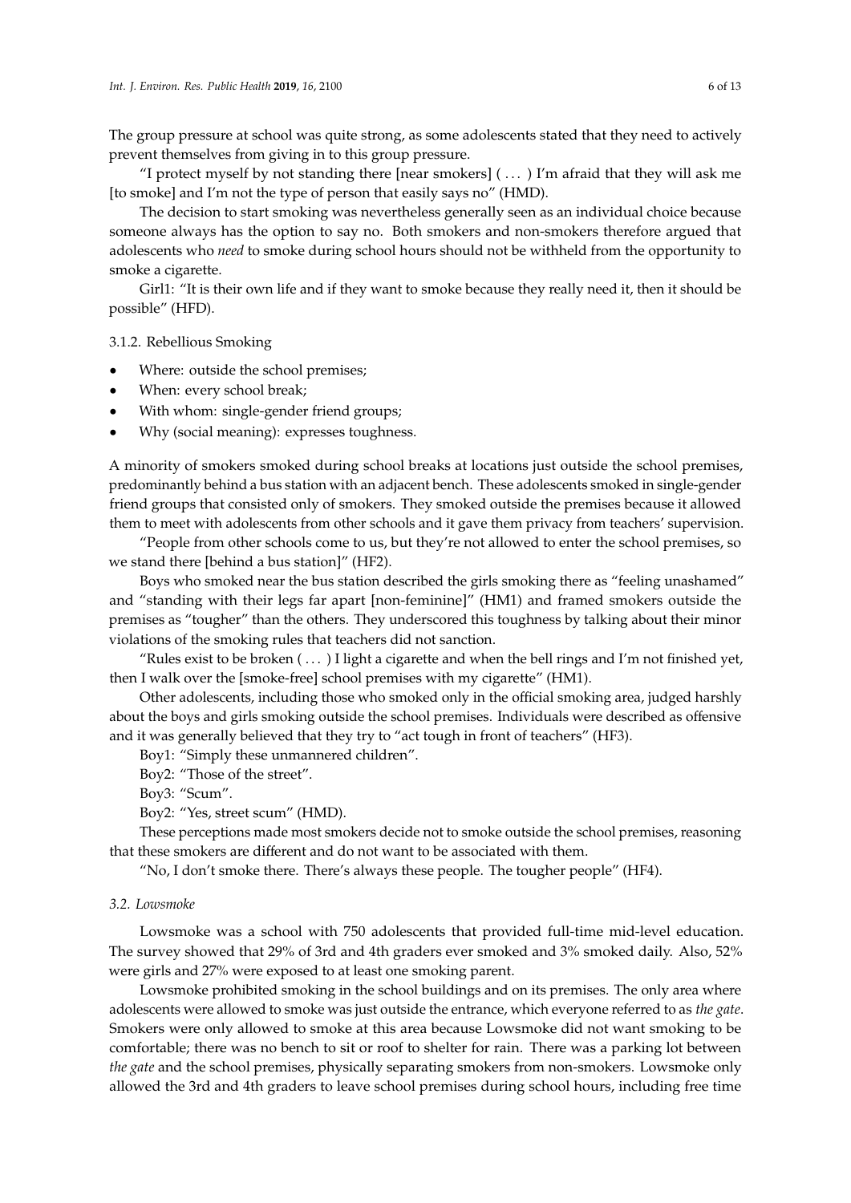The group pressure at school was quite strong, as some adolescents stated that they need to actively prevent themselves from giving in to this group pressure.

"I protect myself by not standing there [near smokers] ( . . . ) I'm afraid that they will ask me [to smoke] and I'm not the type of person that easily says no" (HMD).

The decision to start smoking was nevertheless generally seen as an individual choice because someone always has the option to say no. Both smokers and non-smokers therefore argued that adolescents who *need* to smoke during school hours should not be withheld from the opportunity to smoke a cigarette.

Girl1: "It is their own life and if they want to smoke because they really need it, then it should be possible" (HFD).

3.1.2. Rebellious Smoking

- Where: outside the school premises;
- When: every school break;
- With whom: single-gender friend groups;
- Why (social meaning): expresses toughness.

A minority of smokers smoked during school breaks at locations just outside the school premises, predominantly behind a bus station with an adjacent bench. These adolescents smoked in single-gender friend groups that consisted only of smokers. They smoked outside the premises because it allowed them to meet with adolescents from other schools and it gave them privacy from teachers' supervision.

"People from other schools come to us, but they're not allowed to enter the school premises, so we stand there [behind a bus station]" (HF2).

Boys who smoked near the bus station described the girls smoking there as "feeling unashamed" and "standing with their legs far apart [non-feminine]" (HM1) and framed smokers outside the premises as "tougher" than the others. They underscored this toughness by talking about their minor violations of the smoking rules that teachers did not sanction.

"Rules exist to be broken ( . . . ) I light a cigarette and when the bell rings and I'm not finished yet, then I walk over the [smoke-free] school premises with my cigarette" (HM1).

Other adolescents, including those who smoked only in the official smoking area, judged harshly about the boys and girls smoking outside the school premises. Individuals were described as offensive and it was generally believed that they try to "act tough in front of teachers" (HF3).

Boy1: "Simply these unmannered children".

Boy2: "Those of the street".

Boy3: "Scum".

Boy2: "Yes, street scum" (HMD).

These perceptions made most smokers decide not to smoke outside the school premises, reasoning that these smokers are different and do not want to be associated with them.

"No, I don't smoke there. There's always these people. The tougher people" (HF4).

### *3.2. Lowsmoke*

Lowsmoke was a school with 750 adolescents that provided full-time mid-level education. The survey showed that 29% of 3rd and 4th graders ever smoked and 3% smoked daily. Also, 52% were girls and 27% were exposed to at least one smoking parent.

Lowsmoke prohibited smoking in the school buildings and on its premises. The only area where adolescents were allowed to smoke was just outside the entrance, which everyone referred to as *the gate*. Smokers were only allowed to smoke at this area because Lowsmoke did not want smoking to be comfortable; there was no bench to sit or roof to shelter for rain. There was a parking lot between *the gate* and the school premises, physically separating smokers from non-smokers. Lowsmoke only allowed the 3rd and 4th graders to leave school premises during school hours, including free time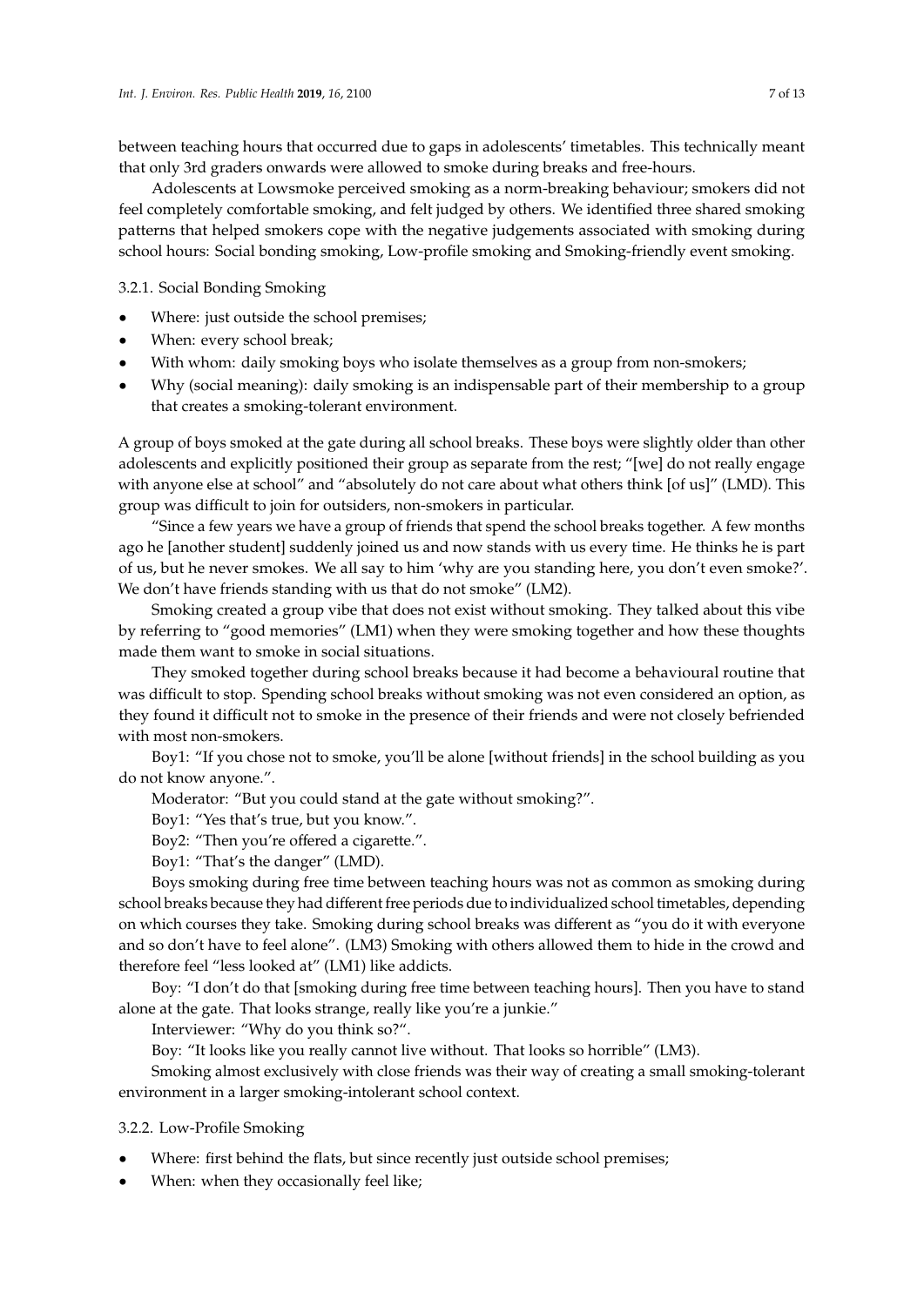between teaching hours that occurred due to gaps in adolescents' timetables. This technically meant that only 3rd graders onwards were allowed to smoke during breaks and free-hours.

Adolescents at Lowsmoke perceived smoking as a norm-breaking behaviour; smokers did not feel completely comfortable smoking, and felt judged by others. We identified three shared smoking patterns that helped smokers cope with the negative judgements associated with smoking during school hours: Social bonding smoking, Low-profile smoking and Smoking-friendly event smoking.

#### 3.2.1. Social Bonding Smoking

- Where: just outside the school premises;
- When: every school break;
- With whom: daily smoking boys who isolate themselves as a group from non-smokers;
- Why (social meaning): daily smoking is an indispensable part of their membership to a group that creates a smoking-tolerant environment.

A group of boys smoked at the gate during all school breaks. These boys were slightly older than other adolescents and explicitly positioned their group as separate from the rest; "[we] do not really engage with anyone else at school" and "absolutely do not care about what others think [of us]" (LMD). This group was difficult to join for outsiders, non-smokers in particular.

"Since a few years we have a group of friends that spend the school breaks together. A few months ago he [another student] suddenly joined us and now stands with us every time. He thinks he is part of us, but he never smokes. We all say to him 'why are you standing here, you don't even smoke?'. We don't have friends standing with us that do not smoke" (LM2).

Smoking created a group vibe that does not exist without smoking. They talked about this vibe by referring to "good memories" (LM1) when they were smoking together and how these thoughts made them want to smoke in social situations.

They smoked together during school breaks because it had become a behavioural routine that was difficult to stop. Spending school breaks without smoking was not even considered an option, as they found it difficult not to smoke in the presence of their friends and were not closely befriended with most non-smokers.

Boy1: "If you chose not to smoke, you'll be alone [without friends] in the school building as you do not know anyone.".

Moderator: "But you could stand at the gate without smoking?".

Boy1: "Yes that's true, but you know.".

Boy2: "Then you're offered a cigarette.".

Boy1: "That's the danger" (LMD).

Boys smoking during free time between teaching hours was not as common as smoking during school breaks because they had different free periods due to individualized school timetables, depending on which courses they take. Smoking during school breaks was different as "you do it with everyone and so don't have to feel alone". (LM3) Smoking with others allowed them to hide in the crowd and therefore feel "less looked at" (LM1) like addicts.

Boy: "I don't do that [smoking during free time between teaching hours]. Then you have to stand alone at the gate. That looks strange, really like you're a junkie."

Interviewer: "Why do you think so?".

Boy: "It looks like you really cannot live without. That looks so horrible" (LM3).

Smoking almost exclusively with close friends was their way of creating a small smoking-tolerant environment in a larger smoking-intolerant school context.

#### 3.2.2. Low-Profile Smoking

- Where: first behind the flats, but since recently just outside school premises;
- When: when they occasionally feel like;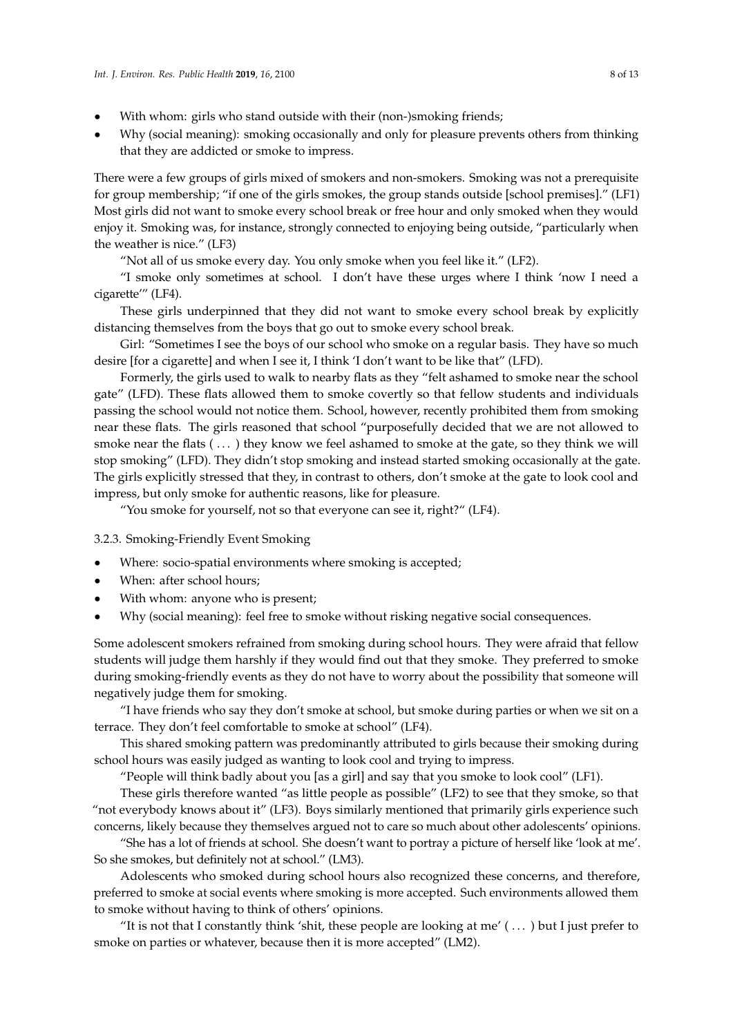- With whom: girls who stand outside with their (non-)smoking friends;
- Why (social meaning): smoking occasionally and only for pleasure prevents others from thinking that they are addicted or smoke to impress.

There were a few groups of girls mixed of smokers and non-smokers. Smoking was not a prerequisite for group membership; "if one of the girls smokes, the group stands outside [school premises]." (LF1) Most girls did not want to smoke every school break or free hour and only smoked when they would enjoy it. Smoking was, for instance, strongly connected to enjoying being outside, "particularly when the weather is nice." (LF3)

"Not all of us smoke every day. You only smoke when you feel like it." (LF2).

"I smoke only sometimes at school. I don't have these urges where I think 'now I need a cigarette'" (LF4).

These girls underpinned that they did not want to smoke every school break by explicitly distancing themselves from the boys that go out to smoke every school break.

Girl: "Sometimes I see the boys of our school who smoke on a regular basis. They have so much desire [for a cigarette] and when I see it, I think 'I don't want to be like that" (LFD).

Formerly, the girls used to walk to nearby flats as they "felt ashamed to smoke near the school gate" (LFD). These flats allowed them to smoke covertly so that fellow students and individuals passing the school would not notice them. School, however, recently prohibited them from smoking near these flats. The girls reasoned that school "purposefully decided that we are not allowed to smoke near the flats ( ... ) they know we feel ashamed to smoke at the gate, so they think we will stop smoking" (LFD). They didn't stop smoking and instead started smoking occasionally at the gate. The girls explicitly stressed that they, in contrast to others, don't smoke at the gate to look cool and impress, but only smoke for authentic reasons, like for pleasure.

"You smoke for yourself, not so that everyone can see it, right?" (LF4).

### 3.2.3. Smoking-Friendly Event Smoking

- Where: socio-spatial environments where smoking is accepted;
- When: after school hours;
- With whom: anyone who is present;
- Why (social meaning): feel free to smoke without risking negative social consequences.

Some adolescent smokers refrained from smoking during school hours. They were afraid that fellow students will judge them harshly if they would find out that they smoke. They preferred to smoke during smoking-friendly events as they do not have to worry about the possibility that someone will negatively judge them for smoking.

"I have friends who say they don't smoke at school, but smoke during parties or when we sit on a terrace. They don't feel comfortable to smoke at school" (LF4).

This shared smoking pattern was predominantly attributed to girls because their smoking during school hours was easily judged as wanting to look cool and trying to impress.

"People will think badly about you [as a girl] and say that you smoke to look cool" (LF1).

These girls therefore wanted "as little people as possible" (LF2) to see that they smoke, so that "not everybody knows about it" (LF3). Boys similarly mentioned that primarily girls experience such concerns, likely because they themselves argued not to care so much about other adolescents' opinions.

"She has a lot of friends at school. She doesn't want to portray a picture of herself like 'look at me'. So she smokes, but definitely not at school." (LM3).

Adolescents who smoked during school hours also recognized these concerns, and therefore, preferred to smoke at social events where smoking is more accepted. Such environments allowed them to smoke without having to think of others' opinions.

"It is not that I constantly think 'shit, these people are looking at me' ( ... ) but I just prefer to smoke on parties or whatever, because then it is more accepted" (LM2).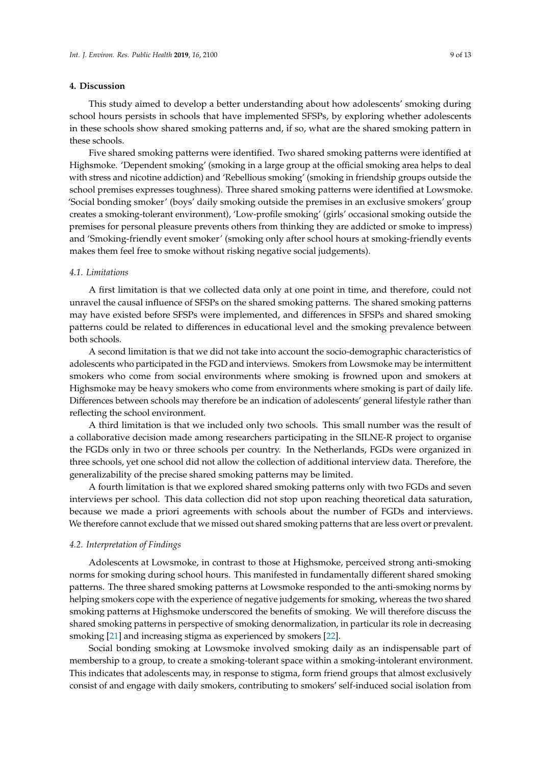## 4. Discussion

This study aimed to develop a better understanding about how adolescents' smoking during school hours persists in schools that have implemented SFSPs, by exploring whether adolescents in these schools show shared smoking patterns and, if so, what are the shared smoking pattern in these schools.

Five shared smoking patterns were identified. Two shared smoking patterns were identified at Highsmoke. 'Dependent smoking' (smoking in a large group at the official smoking area helps to deal with stress and nicotine addiction) and 'Rebellious smoking' (smoking in friendship groups outside the school premises expresses toughness). Three shared smoking patterns were identified at Lowsmoke. 'Social bonding smoker' (boys' daily smoking outside the premises in an exclusive smokers' group creates a smoking-tolerant environment), 'Low-profile smoking' (girls' occasional smoking outside the premises for personal pleasure prevents others from thinking they are addicted or smoke to impress) and 'Smoking-friendly event smoker' (smoking only after school hours at smoking-friendly events makes them feel free to smoke without risking negative social judgements).

### 4.1. Limitations

A first limitation is that we collected data only at one point in time, and therefore, could not unravel the causal influence of SFSPs on the shared smoking patterns. The shared smoking patterns may have existed before SFSPs were implemented, and differences in SFSPs and shared smoking patterns could be related to differences in educational level and the smoking prevalence between both schools.

A second limitation is that we did not take into account the socio-demographic characteristics of adolescents who participated in the FGD and interviews. Smokers from Lowsmoke may be intermittent smokers who come from social environments where smoking is frowned upon and smokers at Highsmoke may be heavy smokers who come from environments where smoking is part of daily life. Differences between schools may therefore be an indication of adolescents' general lifestyle rather than reflecting the school environment.

A third limitation is that we included only two schools. This small number was the result of a collaborative decision made among researchers participating in the SILNE-R project to organise the FGDs only in two or three schools per country. In the Netherlands, FGDs were organized in three schools, yet one school did not allow the collection of additional interview data. Therefore, the generalizability of the precise shared smoking patterns may be limited.

A fourth limitation is that we explored shared smoking patterns only with two FGDs and seven interviews per school. This data collection did not stop upon reaching theoretical data saturation, because we made a priori agreements with schools about the number of FGDs and interviews. We therefore cannot exclude that we missed out shared smoking patterns that are less overt or prevalent.

### 4.2. Interpretation of Findings

Adolescents at Lowsmoke, in contrast to those at Highsmoke, perceived strong anti-smoking norms for smoking during school hours. This manifested in fundamentally different shared smoking patterns. The three shared smoking patterns at Lowsmoke responded to the anti-smoking norms by helping smokers cope with the experience of negative judgements for smoking, whereas the two shared smoking patterns at Highsmoke underscored the benefits of smoking. We will therefore discuss the shared smoking patterns in perspective of smoking denormalization, in particular its role in decreasing smoking [21] and increasing stigma as experienced by smokers [22].

Social bonding smoking at Lowsmoke involved smoking daily as an indispensable part of membership to a group, to create a smoking-tolerant space within a smoking-intolerant environment. This indicates that adolescents may, in response to stigma, form friend groups that almost exclusively consist of and engage with daily smokers, contributing to smokers' self-induced social isolation from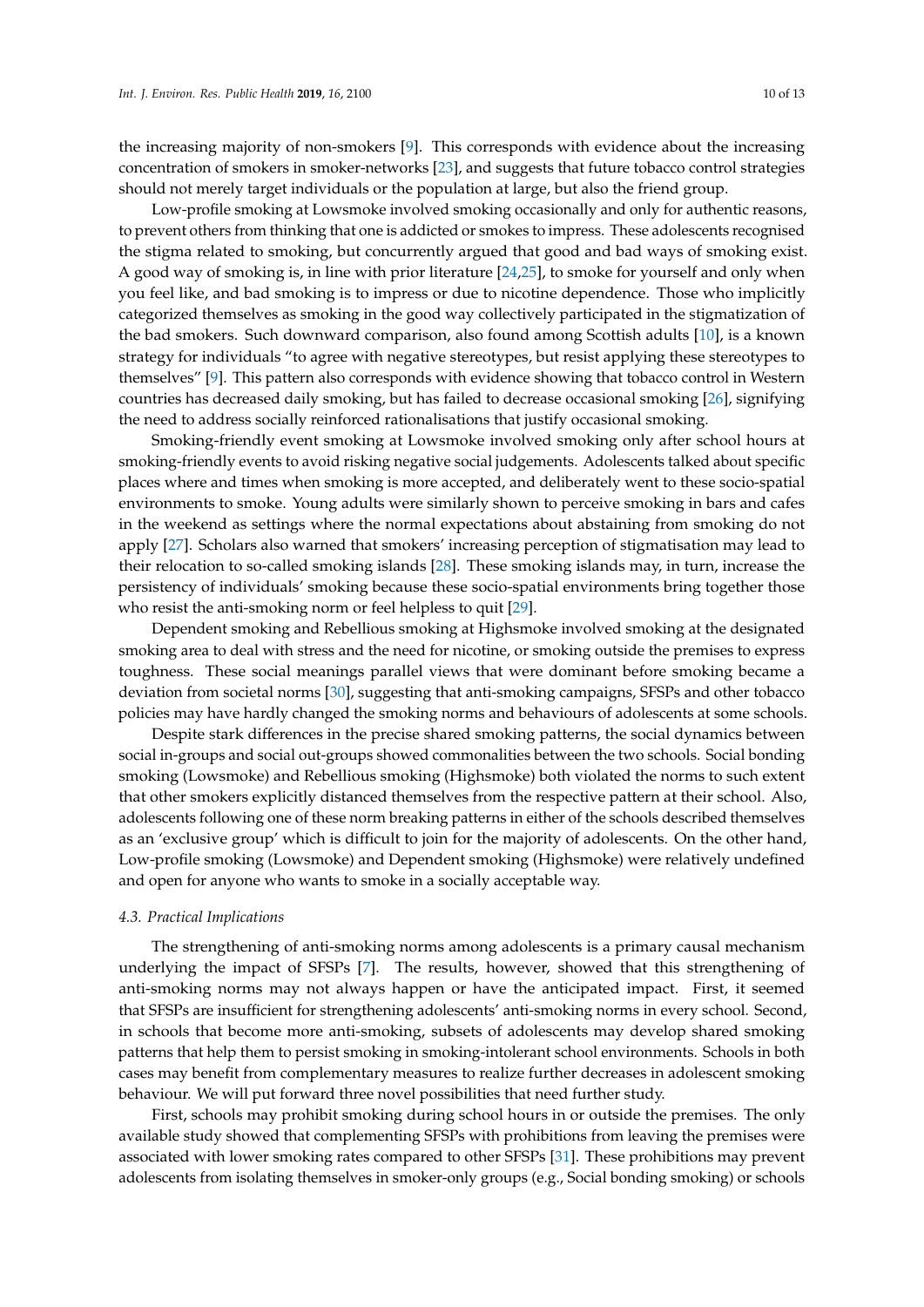the increasing majority of non-smokers [9]. This corresponds with evidence about the increasing concentration of smokers in smoker-networks [23], and suggests that future tobacco control strategies should not merely target individuals or the population at large, but also the friend group.

Low-profile smoking at Lowsmoke involved smoking occasionally and only for authentic reasons, to prevent others from thinking that one is addicted or smokes to impress. These adolescents recognised the stigma related to smoking, but concurrently argued that good and bad ways of smoking exist. A good way of smoking is, in line with prior literature [24,25], to smoke for yourself and only when you feel like, and bad smoking is to impress or due to nicotine dependence. Those who implicitly categorized themselves as smoking in the good way collectively participated in the stigmatization of the bad smokers. Such downward comparison, also found among Scottish adults [10], is a known strategy for individuals "to agree with negative stereotypes, but resist applying these stereotypes to themselves" [9]. This pattern also corresponds with evidence showing that tobacco control in Western countries has decreased daily smoking, but has failed to decrease occasional smoking [26], signifying the need to address socially reinforced rationalisations that justify occasional smoking.

Smoking-friendly event smoking at Lowsmoke involved smoking only after school hours at smoking-friendly events to avoid risking negative social judgements. Adolescents talked about specific places where and times when smoking is more accepted, and deliberately went to these socio-spatial environments to smoke. Young adults were similarly shown to perceive smoking in bars and cafes in the weekend as settings where the normal expectations about abstaining from smoking do not apply [27]. Scholars also warned that smokers' increasing perception of stigmatisation may lead to their relocation to so-called smoking islands [28]. These smoking islands may, in turn, increase the persistency of individuals' smoking because these socio-spatial environments bring together those who resist the anti-smoking norm or feel helpless to quit [29].

Dependent smoking and Rebellious smoking at Highsmoke involved smoking at the designated smoking area to deal with stress and the need for nicotine, or smoking outside the premises to express toughness. These social meanings parallel views that were dominant before smoking became a deviation from societal norms [30], suggesting that anti-smoking campaigns, SFSPs and other tobacco policies may have hardly changed the smoking norms and behaviours of adolescents at some schools.

Despite stark differences in the precise shared smoking patterns, the social dynamics between social in-groups and social out-groups showed commonalities between the two schools. Social bonding smoking (Lowsmoke) and Rebellious smoking (Highsmoke) both violated the norms to such extent that other smokers explicitly distanced themselves from the respective pattern at their school. Also, adolescents following one of these norm breaking patterns in either of the schools described themselves as an 'exclusive group' which is difficult to join for the majority of adolescents. On the other hand, Low-profile smoking (Lowsmoke) and Dependent smoking (Highsmoke) were relatively undefined and open for anyone who wants to smoke in a socially acceptable way.

### 4.3. Practical Implications

The strengthening of anti-smoking norms among adolescents is a primary causal mechanism underlying the impact of SFSPs [7]. The results, however, showed that this strengthening of anti-smoking norms may not always happen or have the anticipated impact. First, it seemed that SFSPs are insufficient for strengthening adolescents' anti-smoking norms in every school. Second, in schools that become more anti-smoking, subsets of adolescents may develop shared smoking patterns that help them to persist smoking in smoking-intolerant school environments. Schools in both cases may benefit from complementary measures to realize further decreases in adolescent smoking behaviour. We will put forward three novel possibilities that need further study.

First, schools may prohibit smoking during school hours in or outside the premises. The only available study showed that complementing SFSPs with prohibitions from leaving the premises were associated with lower smoking rates compared to other SFSPs [31]. These prohibitions may prevent adolescents from isolating themselves in smoker-only groups (e.g., Social bonding smoking) or schools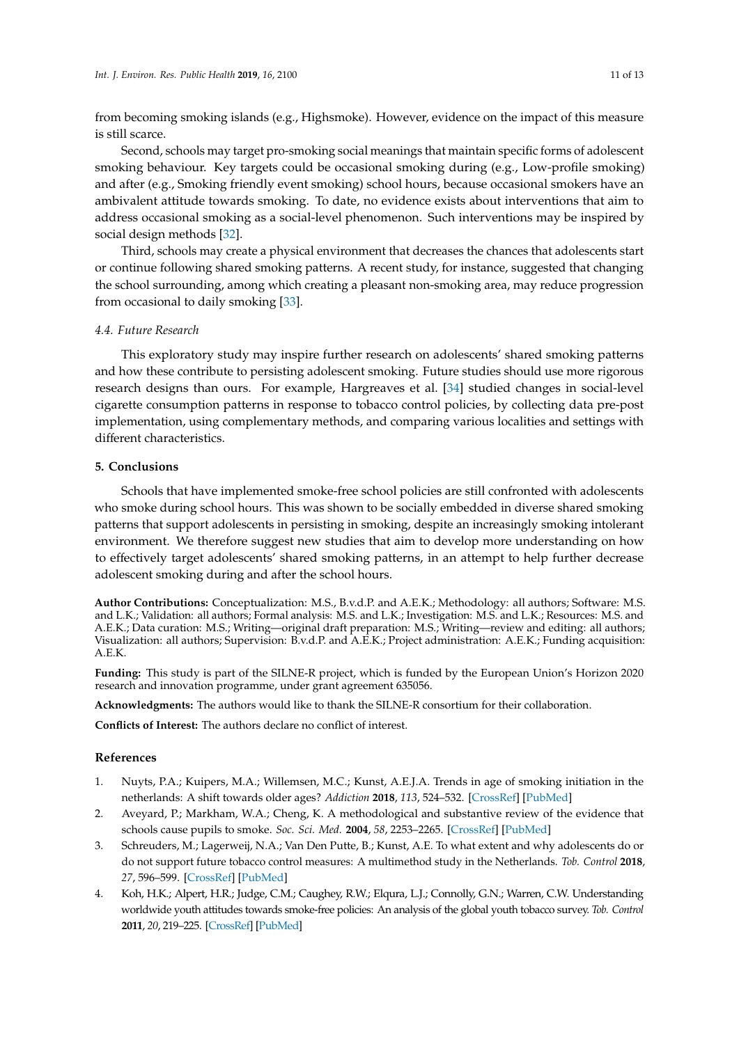from becoming smoking islands (e.g., Highsmoke). However, evidence on the impact of this measure is still scarce.

Second, schools may target pro-smoking social meanings that maintain specific forms of adolescent smoking behaviour. Key targets could be occasional smoking during (e.g., Low-profile smoking) and after (e.g., Smoking friendly event smoking) school hours, because occasional smokers have an ambivalent attitude towards smoking. To date, no evidence exists about interventions that aim to address occasional smoking as a social-level phenomenon. Such interventions may be inspired by social design methods [32].

Third, schools may create a physical environment that decreases the chances that adolescents start or continue following shared smoking patterns. A recent study, for instance, suggested that changing the school surrounding, among which creating a pleasant non-smoking area, may reduce progression from occasional to daily smoking [33].

### 4.4. Future Research

This exploratory study may inspire further research on adolescents' shared smoking patterns and how these contribute to persisting adolescent smoking. Future studies should use more rigorous research designs than ours. For example, Hargreaves et al. [34] studied changes in social-level cigarette consumption patterns in response to tobacco control policies, by collecting data pre-post implementation, using complementary methods, and comparing various localities and settings with different characteristics.

## 5. Conclusions

Schools that have implemented smoke-free school policies are still confronted with adolescents who smoke during school hours. This was shown to be socially embedded in diverse shared smoking patterns that support adolescents in persisting in smoking, despite an increasingly smoking intolerant environment. We therefore suggest new studies that aim to develop more understanding on how to effectively target adolescents' shared smoking patterns, in an attempt to help further decrease adolescent smoking during and after the school hours.

**Author Contributions:** Conceptualization: M.S., B.v.d.P. and A.E.K.; Methodology: all authors; Software: M.S. and L.K.; Validation: all authors; Formal analysis: M.S. and L.K.; Investigation: M.S. and L.K.; Resources: M.S. and A.E.K.; Data curation: M.S.; Writing—original draft preparation: M.S.; Writing—review and editing: all authors; Visualization: all authors; Supervision: B.v.d.P. and A.E.K.; Project administration: A.E.K.; Funding acquisition: A.E.K.

**Funding:** This study is part of the SILNE-R project, which is funded by the European Union's Horizon 2020 research and innovation programme, under grant agreement 635056.

**Acknowledgments:** The authors would like to thank the SILNE-R consortium for their collaboration.

**Conflicts of Interest:** The authors declare no conflict of interest.

## References

1. Nuyts, P.A.; Kuipers, M.A.; Willemsen, M.C.; Kunst, A.E.J.A. Trends in age of smoking initiation in the netherlands: A shift towards older ages? *Addiction* **2018**, *113*, 524–532. [CrossRef] [PubMed]
2. Aveyard, P.; Markham, W.A.; Cheng, K. A methodological and substantive review of the evidence that schools cause pupils to smoke. *Soc. Sci. Med.* **2004**, *58*, 2253–2265. [CrossRef] [PubMed]
3. Schreuders, M.; Lagerweij, N.A.; Van Den Putte, B.; Kunst, A.E. To what extent and why adolescents do or do not support future tobacco control measures: A multimethod study in the Netherlands. *Tob. Control* **2018**, *27*, 596–599. [CrossRef] [PubMed]
4. Koh, H.K.; Alpert, H.R.; Judge, C.M.; Caughey, R.W.; Elqura, L.J.; Connolly, G.N.; Warren, C.W. Understanding worldwide youth attitudes towards smoke-free policies: An analysis of the global youth tobacco survey. *Tob. Control* **2011**, *20*, 219–225. [CrossRef] [PubMed]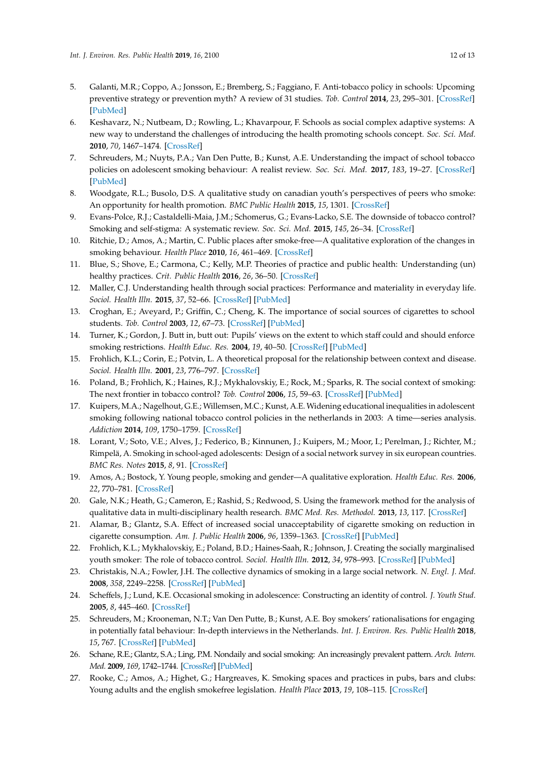5. Galanti, M.R.; Coppo, A.; Jonsson, E.; Bremberg, S.; Faggiano, F. Anti-tobacco policy in schools: Upcoming preventive strategy or prevention myth? A review of 31 studies. *Tob. Control* **2014**, *23*, 295–301. [CrossRef] [PubMed]
6. Keshavarz, N.; Nutbeam, D.; Rowling, L.; Khavarpour, F. Schools as social complex adaptive systems: A new way to understand the challenges of introducing the health promoting schools concept. *Soc. Sci. Med.* **2010**, *70*, 1467–1474. [CrossRef]
7. Schreuders, M.; Nuyts, P.A.; Van Den Putte, B.; Kunst, A.E. Understanding the impact of school tobacco policies on adolescent smoking behaviour: A realist review. *Soc. Sci. Med.* **2017**, *183*, 19–27. [CrossRef] [PubMed]
8. Woodgate, R.L.; Busolo, D.S. A qualitative study on canadian youth's perspectives of peers who smoke: An opportunity for health promotion. *BMC Public Health* **2015**, *15*, 1301. [CrossRef]
9. Evans-Polce, R.J.; Castaldelli-Maia, J.M.; Schomerus, G.; Evans-Lacko, S.E. The downside of tobacco control? Smoking and self-stigma: A systematic review. *Soc. Sci. Med.* **2015**, *145*, 26–34. [CrossRef]
10. Ritchie, D.; Amos, A.; Martin, C. Public places after smoke-free—A qualitative exploration of the changes in smoking behaviour. *Health Place* **2010**, *16*, 461–469. [CrossRef]
11. Blue, S.; Shove, E.; Carmona, C.; Kelly, M.P. Theories of practice and public health: Understanding (un) healthy practices. *Crit. Public Health* **2016**, *26*, 36–50. [CrossRef]
12. Maller, C.J. Understanding health through social practices: Performance and materiality in everyday life. *Sociol. Health Illn.* **2015**, *37*, 52–66. [CrossRef] [PubMed]
13. Croghan, E.; Aveyard, P.; Griffin, C.; Cheng, K. The importance of social sources of cigarettes to school students. *Tob. Control* **2003**, *12*, 67–73. [CrossRef] [PubMed]
14. Turner, K.; Gordon, J. Butt in, butt out: Pupils' views on the extent to which staff could and should enforce smoking restrictions. *Health Educ. Res.* **2004**, *19*, 40–50. [CrossRef] [PubMed]
15. Frohlich, K.L.; Corin, E.; Potvin, L. A theoretical proposal for the relationship between context and disease. *Sociol. Health Illn.* **2001**, *23*, 776–797. [CrossRef]
16. Poland, B.; Frohlich, K.; Haines, R.J.; Mykhalovskiy, E.; Rock, M.; Sparks, R. The social context of smoking: The next frontier in tobacco control? *Tob. Control* **2006**, *15*, 59–63. [CrossRef] [PubMed]
17. Kuipers, M.A.; Nagelhout, G.E.; Willemsen, M.C.; Kunst, A.E. Widening educational inequalities in adolescent smoking following national tobacco control policies in the netherlands in 2003: A time—series analysis. *Addiction* **2014**, *109*, 1750–1759. [CrossRef]
18. Lorant, V.; Soto, V.E.; Alves, J.; Federico, B.; Kinnunen, J.; Kuipers, M.; Moor, I.; Perelman, J.; Richter, M.; Rimpelä, A. Smoking in school-aged adolescents: Design of a social network survey in six european countries. *BMC Res. Notes* **2015**, *8*, 91. [CrossRef]
19. Amos, A.; Bostock, Y. Young people, smoking and gender—A qualitative exploration. *Health Educ. Res.* **2006**, *22*, 770–781. [CrossRef]
20. Gale, N.K.; Heath, G.; Cameron, E.; Rashid, S.; Redwood, S. Using the framework method for the analysis of qualitative data in multi-disciplinary health research. *BMC Med. Res. Methodol.* **2013**, *13*, 117. [CrossRef]
21. Alamar, B.; Glantz, S.A. Effect of increased social unacceptability of cigarette smoking on reduction in cigarette consumption. *Am. J. Public Health* **2006**, *96*, 1359–1363. [CrossRef] [PubMed]
22. Frohlich, K.L.; Mykhalovskiy, E.; Poland, B.D.; Haines-Saah, R.; Johnson, J. Creating the socially marginalised youth smoker: The role of tobacco control. *Sociol. Health Illn.* **2012**, *34*, 978–993. [CrossRef] [PubMed]
23. Christakis, N.A.; Fowler, J.H. The collective dynamics of smoking in a large social network. *N. Engl. J. Med.* **2008**, *358*, 2249–2258. [CrossRef] [PubMed]
24. Scheffels, J.; Lund, K.E. Occasional smoking in adolescence: Constructing an identity of control. *J. Youth Stud.* **2005**, *8*, 445–460. [CrossRef]
25. Schreuders, M.; Krooneman, N.T.; Van Den Putte, B.; Kunst, A.E. Boy smokers' rationalisations for engaging in potentially fatal behaviour: In-depth interviews in the Netherlands. *Int. J. Environ. Res. Public Health* **2018**, *15*, 767. [CrossRef] [PubMed]
26. Schane, R.E.; Glantz, S.A.; Ling, P.M. Nondaily and social smoking: An increasingly prevalent pattern. *Arch. Intern. Med.* **2009**, *169*, 1742–1744. [CrossRef] [PubMed]
27. Rooke, C.; Amos, A.; Highet, G.; Hargreaves, K. Smoking spaces and practices in pubs, bars and clubs: Young adults and the english smokefree legislation. *Health Place* **2013**, *19*, 108–115. [CrossRef]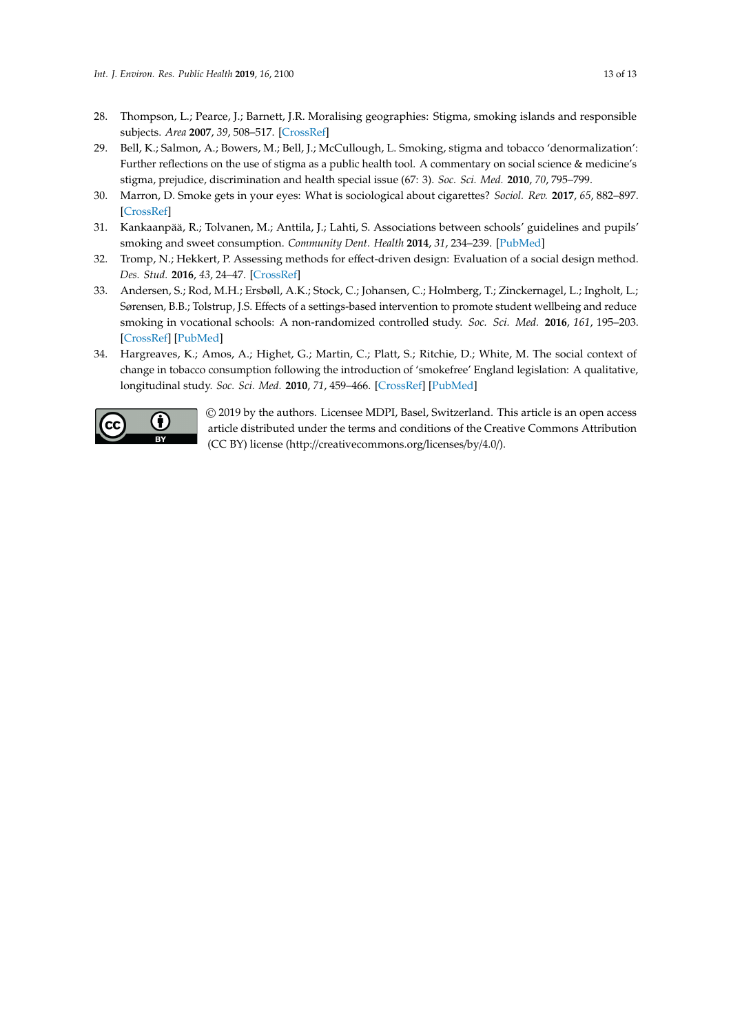28. Thompson, L.; Pearce, J.; Barnett, J.R. Moralising geographies: Stigma, smoking islands and responsible subjects. *Area* **2007**, *39*, 508–517. [CrossRef]
29. Bell, K.; Salmon, A.; Bowers, M.; Bell, J.; McCullough, L. Smoking, stigma and tobacco 'denormalization': Further reflections on the use of stigma as a public health tool. A commentary on social science & medicine's stigma, prejudice, discrimination and health special issue (67: 3). *Soc. Sci. Med.* **2010**, *70*, 795–799.
30. Marron, D. Smoke gets in your eyes: What is sociological about cigarettes? *Sociol. Rev.* **2017**, *65*, 882–897. [CrossRef]
31. Kankaanpää, R.; Tolvanen, M.; Anttila, J.; Lahti, S. Associations between schools' guidelines and pupils' smoking and sweet consumption. *Community Dent. Health* **2014**, *31*, 234–239. [PubMed]
32. Tromp, N.; Hekkert, P. Assessing methods for effect-driven design: Evaluation of a social design method. *Des. Stud.* **2016**, *43*, 24–47. [CrossRef]
33. Andersen, S.; Rod, M.H.; Ersbøll, A.K.; Stock, C.; Johansen, C.; Holmberg, T.; Zinckernagel, L.; Ingholt, L.; Sørensen, B.B.; Tolstrup, J.S. Effects of a settings-based intervention to promote student wellbeing and reduce smoking in vocational schools: A non-randomized controlled study. *Soc. Sci. Med.* **2016**, *161*, 195–203. [CrossRef] [PubMed]
34. Hargreaves, K.; Amos, A.; Highet, G.; Martin, C.; Platt, S.; Ritchie, D.; White, M. The social context of change in tobacco consumption following the introduction of 'smokefree' England legislation: A qualitative, longitudinal study. *Soc. Sci. Med.* **2010**, *71*, 459–466. [CrossRef] [PubMed]

© 2019 by the authors. Licensee MDPI, Basel, Switzerland. This article is an open access article distributed under the terms and conditions of the Creative Commons Attribution (CC BY) license (http://creativecommons.org/licenses/by/4.0/).